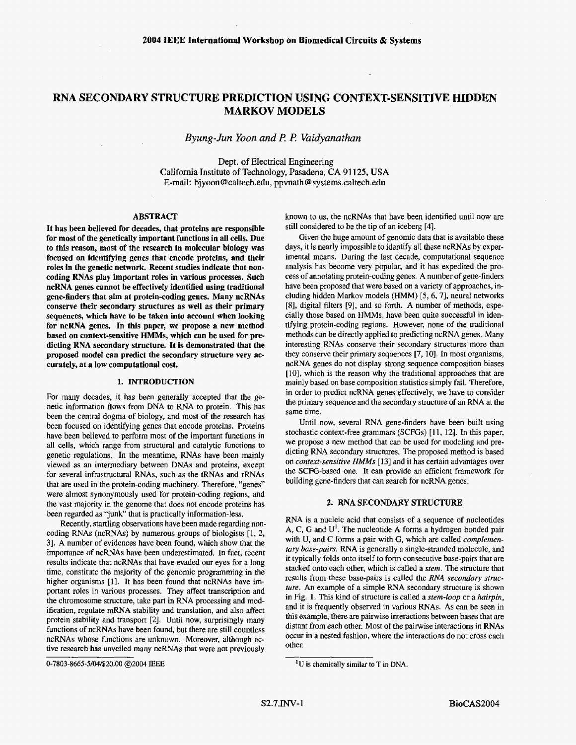# RNA SECONDARY STRUCTURE PREDICTION USING CONTEXT-SENSITIVE HIDDEN MARKOV MODELS

*Byung-Jun Yoon and P. P. Vaidyanathan*

Dept. of Electrical Engineering
California Institute of Technology, Pasadena, CA 91125, USA
E-mail: bjyoon@caltech.edu, ppvnath@systems.caltech.edu

## ABSTRACT

**It has been believed for decades, that proteins are responsible for most of the genetically important functions in all cells. Due to this reason, most of the research in molecular biology was focused on identifying genes that encode proteins, and their roles in the genetic network. Recent studies indicate that non-coding RNAs play important roles in various processes. Such ncRNA genes cannot be effectively identified using traditional gene-finders that aim at protein-coding genes. Many ncRNAs conserve their secondary structures as well as their primary sequences, which have to be taken into account when looking for ncRNA genes. In this paper, we propose a new method based on context-sensitive HMMs, which can be used for predicting RNA secondary structure. It is demonstrated that the proposed model can predict the secondary structure very accurately, at a low computational cost.**

## 1. INTRODUCTION

For many decades, it has been generally accepted that the genetic information flows from DNA to RNA to protein. This has been the central dogma of biology, and most of the research has been focused on identifying genes that encode proteins. Proteins have been believed to perform most of the important functions in all cells, which range from structural and catalytic functions to genetic regulations. In the meantime, RNAs have been mainly viewed as an intermediary between DNAs and proteins, except for several infrastructural RNAs, such as the tRNAs and rRNAs that are used in the protein-coding machinery. Therefore, "genes" were almost synonymously used for protein-coding regions, and the vast majority in the genome that does not encode proteins has been regarded as "junk" that is practically information-less.

Recently, startling observations have been made regarding noncoding RNAs (ncRNAs) by numerous groups of biologists [1, 2, 3]. A number of evidences have been found, which show that the importance of ncRNAs have been underestimated. In fact, recent results indicate that ncRNAs that have evaded our eyes for a long time, constitute the majority of the genomic programming in the higher organisms [1]. It has been found that ncRNAs have important roles in various processes. They affect transcription and the chromosome structure, take part in RNA processing and modification, regulate mRNA stability and translation, and also affect protein stability and transport [2]. Until now, surprisingly many functions of ncRNAs have been found, but there are still countless ncRNAs whose functions are unknown. Moreover, although active research has unveiled many ncRNAs that were not previously known to us, the ncRNAs that have been identified until now are still considered to be the tip of an iceberg [4].

Given the huge amount of genomic data that is available these days, it is nearly impossible to identify all these ncRNAs by experimental means. During the last decade, computational sequence analysis has become very popular, and it has expedited the process of annotating protein-coding genes. A number of gene-finders have been proposed that were based on a variety of approaches, including hidden Markov models (HMM) [5, 6, 7], neural networks [8], digital filters [9], and so forth. A number of methods, especially those based on HMMs, have been quite successful in identifying protein-coding regions. However, none of the traditional methods can be directly applied to predicting ncRNA genes. Many interesting RNAs conserve their secondary structures more than they conserve their primary sequences [7, 10]. In most organisms, ncRNA genes do not display strong sequence composition biases [10], which is the reason why the traditional approaches that are mainly based on base composition statistics simply fail. Therefore, in order to predict ncRNA genes effectively, we have to consider the primary sequence and the secondary structure of an RNA at the same time.

Until now, several RNA gene-finders have been built using stochastic context-free grammars (SCFGs) [11, 12]. In this paper, we propose a new method that can be used for modeling and predicting RNA secondary structures. The proposed method is based on *context-sensitive HMMs* [13] and it has certain advantages over the SCFG-based one. It can provide an efficient framework for building gene-finders that can search for ncRNA genes.

## 2. RNA SECONDARY STRUCTURE

RNA is a nucleic acid that consists of a sequence of nucleotides A, C, G and U[1]. The nucleotide A forms a hydrogen bonded pair with U, and C forms a pair with G, which are called *complementary base-pairs*. RNA is generally a single-stranded molecule, and it typically folds onto itself to form consecutive base-pairs that are stacked onto each other, which is called a *stem*. The structure that results from these base-pairs is called the *RNA secondary structure*. An example of a simple RNA secondary structure is shown in Fig. 1. This kind of structure is called a *stem-loop* or a *hairpin*, and it is frequently observed in various RNAs. As can be seen in this example, there are pairwise interactions between bases that are distant from each other. Most of the pairwise interactions in RNAs occur in a nested fashion, where the interactions do not cross each other.

[1] U is chemically similar to T in DNA.

0-7803-8665-5/04/$20.00 ©2004 IEEE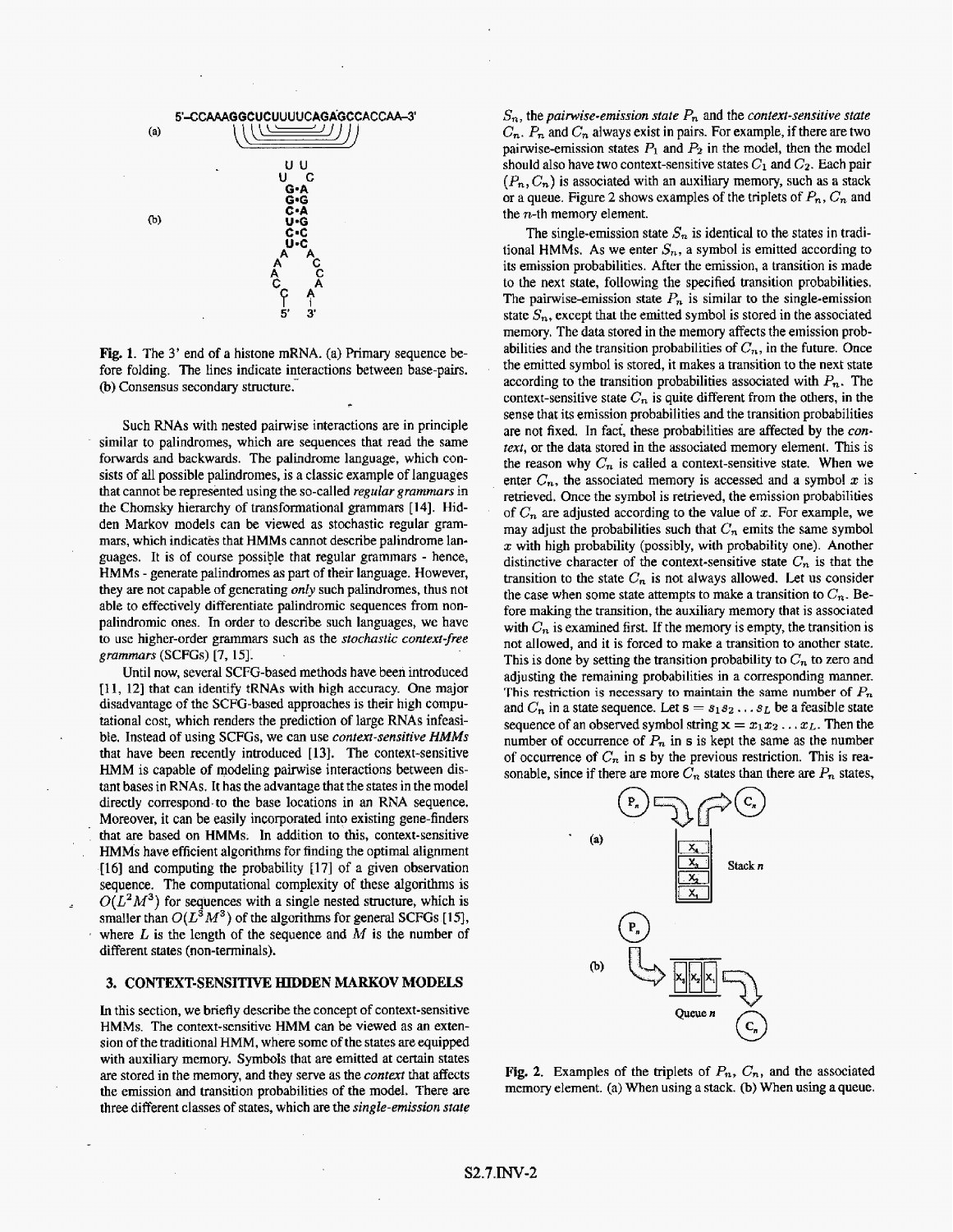5'–CCAAAGGCUCUUUUCAGAGCCACCAA–3'

Fig. 1. The 3' end of a histone mRNA. (a) Primary sequence before folding. The lines indicate interactions between base-pairs. (b) Consensus secondary structure.

Such RNAs with nested pairwise interactions are in principle similar to palindromes, which are sequences that read the same forwards and backwards. The palindrome language, which consists of all possible palindromes, is a classic example of languages that cannot be represented using the so-called *regular grammars* in the Chomsky hierarchy of transformational grammars [14]. Hidden Markov models can be viewed as stochastic regular grammars, which indicates that HMMs cannot describe palindrome languages. It is of course possible that regular grammars - hence, HMMs - generate palindromes as part of their language. However, they are not capable of generating *only* such palindromes, thus not able to effectively differentiate palindromic sequences from non-palindromic ones. In order to describe such languages, we have to use higher-order grammars such as the *stochastic context-free grammars* (SCFGs) [7, 15].

Until now, several SCFG-based methods have been introduced [11, 12] that can identify tRNAs with high accuracy. One major disadvantage of the SCFG-based approaches is their high computational cost, which renders the prediction of large RNAs infeasible. Instead of using SCFGs, we can use *context-sensitive HMMs* that have been recently introduced [13]. The context-sensitive HMM is capable of modeling pairwise interactions between distant bases in RNAs. It has the advantage that the states in the model directly correspond to the base locations in an RNA sequence. Moreover, it can be easily incorporated into existing gene-finders that are based on HMMs. In addition to this, context-sensitive HMMs have efficient algorithms for finding the optimal alignment [16] and computing the probability [17] of a given observation sequence. The computational complexity of these algorithms is $O(L^2M^3)$ for sequences with a single nested structure, which is smaller than $O(L^3M^3)$ of the algorithms for general SCFGs [15], where $L$ is the length of the sequence and $M$ is the number of different states (non-terminals).

## 3. CONTEXT-SENSITIVE HIDDEN MARKOV MODELS

In this section, we briefly describe the concept of context-sensitive HMMs. The context-sensitive HMM can be viewed as an extension of the traditional HMM, where some of the states are equipped with auxiliary memory. Symbols that are emitted at certain states are stored in the memory, and they serve as the *context* that affects the emission and transition probabilities of the model. There are three different classes of states, which are the *single-emission state* $S_n$, the *pairwise-emission state* $P_n$ and the *context-sensitive state* $C_n$. $P_n$ and $C_n$ always exist in pairs. For example, if there are two pairwise-emission states $P_1$ and $P_2$ in the model, then the model should also have two context-sensitive states $C_1$ and $C_2$. Each pair $(P_n, C_n)$ is associated with an auxiliary memory, such as a stack or a queue. Figure 2 shows examples of the triplets of $P_n$, $C_n$ and the $n$-th memory element.

The single-emission state $S_n$ is identical to the states in traditional HMMs. As we enter $S_n$, a symbol is emitted according to its emission probabilities. After the emission, a transition is made to the next state, following the specified transition probabilities. The pairwise-emission state $P_n$ is similar to the single-emission state $S_n$, except that the emitted symbol is stored in the associated memory. The data stored in the memory affects the emission probabilities and the transition probabilities of $C_n$, in the future. Once the emitted symbol is stored, it makes a transition to the next state according to the transition probabilities associated with $P_n$. The context-sensitive state $C_n$ is quite different from the others, in the sense that its emission probabilities and the transition probabilities are not fixed. In fact, these probabilities are affected by the *context*, or the data stored in the associated memory element. This is the reason why $C_n$ is called a context-sensitive state. When we enter $C_n$, the associated memory is accessed and a symbol $x$ is retrieved. Once the symbol is retrieved, the emission probabilities of $C_n$ are adjusted according to the value of $x$. For example, we may adjust the probabilities such that $C_n$ emits the same symbol $x$ with high probability (possibly, with probability one). Another distinctive character of the context-sensitive state $C_n$ is that the transition to the state $C_n$ is not always allowed. Let us consider the case when some state attempts to make a transition to $C_n$. Before making the transition, the auxiliary memory that is associated with $C_n$ is examined first. If the memory is empty, the transition is not allowed, and it is forced to make a transition to another state. This is done by setting the transition probability to $C_n$ to zero and adjusting the remaining probabilities in a corresponding manner. This restriction is necessary to maintain the same number of $P_n$ and $C_n$ in a state sequence. Let $\mathbf{s} = s_1 s_2 \ldots s_L$ be a feasible state sequence of an observed symbol string $\mathbf{x} = x_1 x_2 \ldots x_L$. Then the number of occurrence of $P_n$ in $\mathbf{s}$ is kept the same as the number of occurrence of $C_n$ in $\mathbf{s}$ by the previous restriction. This is reasonable, since if there are more $C_n$ states than there are $P_n$ states,

Fig. 2. Examples of the triplets of $P_n$, $C_n$, and the associated memory element. (a) When using a stack. (b) When using a queue.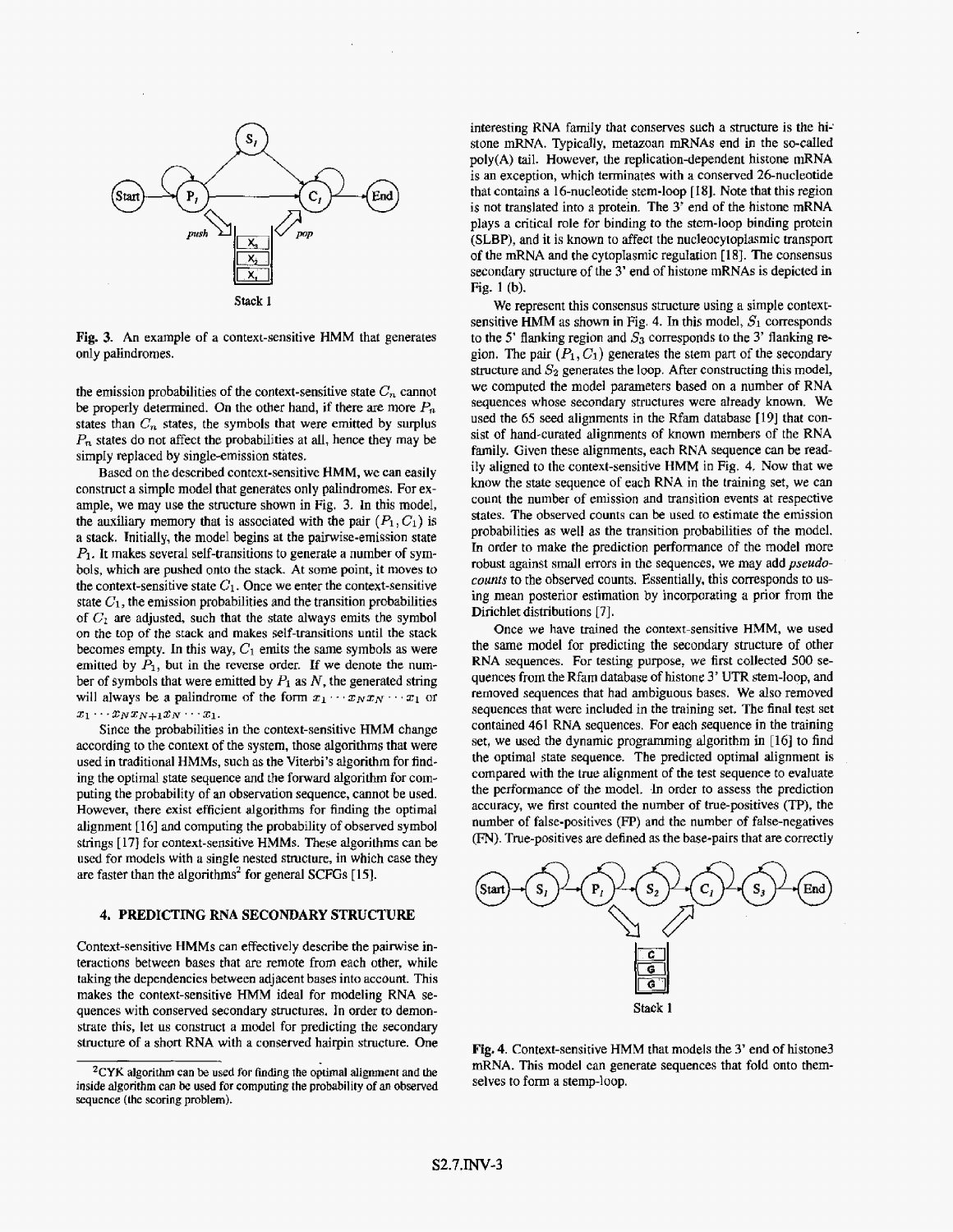Fig. 3. An example of a context-sensitive HMM that generates only palindromes.

the emission probabilities of the context-sensitive state $C_n$ cannot be properly determined. On the other hand, if there are more $P_n$ states than $C_n$ states, the symbols that were emitted by surplus $P_n$ states do not affect the probabilities at all, hence they may be simply replaced by single-emission states.

Based on the described context-sensitive HMM, we can easily construct a simple model that generates only palindromes. For example, we may use the structure shown in Fig. 3. In this model, the auxiliary memory that is associated with the pair $(P_1, C_1)$ is a stack. Initially, the model begins at the pairwise-emission state $P_1$. It makes several self-transitions to generate a number of symbols, which are pushed onto the stack. At some point, it moves to the context-sensitive state $C_1$. Once we enter the context-sensitive state $C_1$, the emission probabilities and the transition probabilities of $C_1$ are adjusted, such that the state always emits the symbol on the top of the stack and makes self-transitions until the stack becomes empty. In this way, $C_1$ emits the same symbols as were emitted by $P_1$, but in the reverse order. If we denote the number of symbols that were emitted by $P_1$ as $N$, the generated string will always be a palindrome of the form $x_1 \cdots x_N x_N \cdots x_1$ or $x_1 \cdots x_N x_{N+1} x_N \cdots x_1$.

Since the probabilities in the context-sensitive HMM change according to the context of the system, those algorithms that were used in traditional HMMs, such as the Viterbi's algorithm for finding the optimal state sequence and the forward algorithm for computing the probability of an observation sequence, cannot be used. However, there exist efficient algorithms for finding the optimal alignment [16] and computing the probability of observed symbol strings [17] for context-sensitive HMMs. These algorithms can be used for models with a single nested structure, in which case they are faster than the algorithms[2] for general SCFGs [15].

## 4. PREDICTING RNA SECONDARY STRUCTURE

Context-sensitive HMMs can effectively describe the pairwise interactions between bases that are remote from each other, while taking the dependencies between adjacent bases into account. This makes the context-sensitive HMM ideal for modeling RNA sequences with conserved secondary structures. In order to demonstrate this, let us construct a model for predicting the secondary structure of a short RNA with a conserved hairpin structure. One interesting RNA family that conserves such a structure is the histone mRNA. Typically, metazoan mRNAs end in the so-called poly(A) tail. However, the replication-dependent histone mRNA is an exception, which terminates with a conserved 26-nucleotide that contains a 16-nucleotide stem-loop [18]. Note that this region is not translated into a protein. The 3' end of the histone mRNA plays a critical role for binding to the stem-loop binding protein (SLBP), and it is known to affect the nucleocytoplasmic transport of the mRNA and the cytoplasmic regulation [18]. The consensus secondary structure of the 3' end of histone mRNAs is depicted in Fig. 1 (b).

We represent this consensus structure using a simple context-sensitive HMM as shown in Fig. 4. In this model, $S_1$ corresponds to the 5' flanking region and $S_3$ corresponds to the 3' flanking region. The pair $(P_1, C_1)$ generates the stem part of the secondary structure and $S_2$ generates the loop. After constructing this model, we computed the model parameters based on a number of RNA sequences whose secondary structures were already known. We used the 65 seed alignments in the Rfam database [19] that consist of hand-curated alignments of known members of the RNA family. Given these alignments, each RNA sequence can be readily aligned to the context-sensitive HMM in Fig. 4. Now that we know the state sequence of each RNA in the training set, we can count the number of emission and transition events at respective states. The observed counts can be used to estimate the emission probabilities as well as the transition probabilities of the model. In order to make the prediction performance of the model more robust against small errors in the sequences, we may add *pseudo-counts* to the observed counts. Essentially, this corresponds to using mean posterior estimation by incorporating a prior from the Dirichlet distributions [7].

Once we have trained the context-sensitive HMM, we used the same model for predicting the secondary structure of other RNA sequences. For testing purpose, we first collected 500 sequences from the Rfam database of histone 3' UTR stem-loop, and removed sequences that had ambiguous bases. We also removed sequences that were included in the training set. The final test set contained 461 RNA sequences. For each sequence in the training set, we used the dynamic programming algorithm in [16] to find the optimal state sequence. The predicted optimal alignment is compared with the true alignment of the test sequence to evaluate the performance of the model. In order to assess the prediction accuracy, we first counted the number of true-positives (TP), the number of false-positives (FP) and the number of false-negatives (FN). True-positives are defined as the base-pairs that are correctly

Fig. 4. Context-sensitive HMM that models the 3' end of histone3 mRNA. This model can generate sequences that fold onto themselves to form a stemp-loop.

[2] CYK algorithm can be used for finding the optimal alignment and the inside algorithm can be used for computing the probability of an observed sequence (the scoring problem).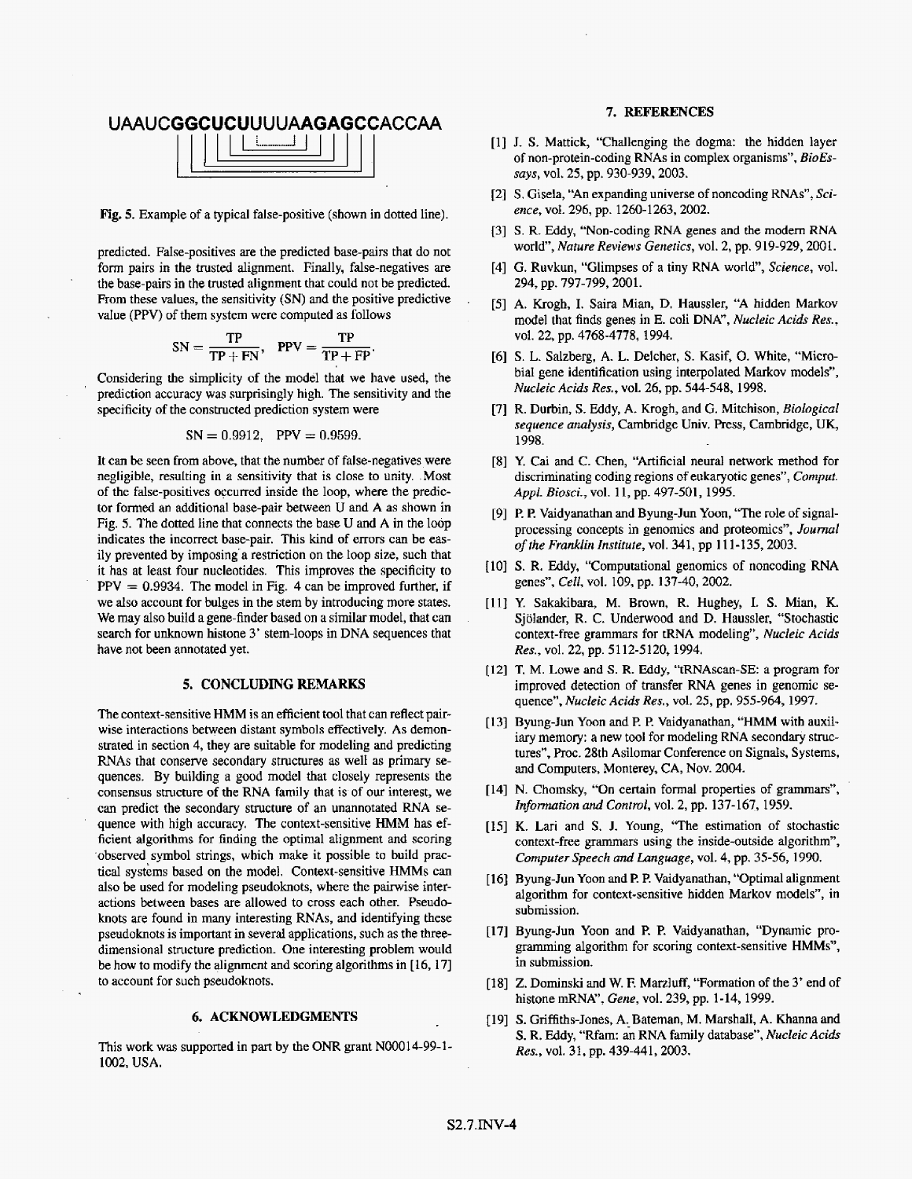UAAUCGGCUCUUUUAAGAGCCACCAA

Fig. 5. Example of a typical false-positive (shown in dotted line).

predicted. False-positives are the predicted base-pairs that do not form pairs in the trusted alignment. Finally, false-negatives are the base-pairs in the trusted alignment that could not be predicted. From these values, the sensitivity (SN) and the positive predictive value (PPV) of them system were computed as follows

$$\mathrm{SN} = \frac{\mathrm{TP}}{\mathrm{TP}+\mathrm{FN}}, \quad \mathrm{PPV} = \frac{\mathrm{TP}}{\mathrm{TP}+\mathrm{FP}}.$$

Considering the simplicity of the model that we have used, the prediction accuracy was surprisingly high. The sensitivity and the specificity of the constructed prediction system were

$$\mathrm{SN} = 0.9912, \quad \mathrm{PPV} = 0.9599.$$

It can be seen from above, that the number of false-negatives were negligible, resulting in a sensitivity that is close to unity. Most of the false-positives occurred inside the loop, where the predictor formed an additional base-pair between U and A as shown in Fig. 5. The dotted line that connects the base U and A in the loop indicates the incorrect base-pair. This kind of errors can be easily prevented by imposing a restriction on the loop size, such that it has at least four nucleotides. This improves the specificity to $\mathrm{PPV} = 0.9934$. The model in Fig. 4 can be improved further, if we also account for bulges in the stem by introducing more states. We may also build a gene-finder based on a similar model, that can search for unknown histone 3' stem-loops in DNA sequences that have not been annotated yet.

## 5. CONCLUDING REMARKS

The context-sensitive HMM is an efficient tool that can reflect pairwise interactions between distant symbols effectively. As demonstrated in section 4, they are suitable for modeling and predicting RNAs that conserve secondary structures as well as primary sequences. By building a good model that closely represents the consensus structure of the RNA family that is of our interest, we can predict the secondary structure of an unannotated RNA sequence with high accuracy. The context-sensitive HMM has efficient algorithms for finding the optimal alignment and scoring observed symbol strings, which make it possible to build practical systems based on the model. Context-sensitive HMMs can also be used for modeling pseudoknots, where the pairwise interactions between bases are allowed to cross each other. Pseudoknots are found in many interesting RNAs, and identifying these pseudoknots is important in several applications, such as the three-dimensional structure prediction. One interesting problem would be how to modify the alignment and scoring algorithms in [16, 17] to account for such pseudoknots.

## 6. ACKNOWLEDGMENTS

This work was supported in part by the ONR grant N00014-99-1-1002, USA.

## 7. REFERENCES

[1] J. S. Mattick, "Challenging the dogma: the hidden layer of non-protein-coding RNAs in complex organisms", *BioEssays*, vol. 25, pp. 930-939, 2003.

[2] S. Gisela, "An expanding universe of noncoding RNAs", *Science*, vol. 296, pp. 1260-1263, 2002.

[3] S. R. Eddy, "Non-coding RNA genes and the modern RNA world", *Nature Reviews Genetics*, vol. 2, pp. 919-929, 2001.

[4] G. Ruvkun, "Glimpses of a tiny RNA world", *Science*, vol. 294, pp. 797-799, 2001.

[5] A. Krogh, I. Saira Mian, D. Haussler, "A hidden Markov model that finds genes in E. coli DNA", *Nucleic Acids Res.*, vol. 22, pp. 4768-4778, 1994.

[6] S. L. Salzberg, A. L. Delcher, S. Kasif, O. White, "Microbial gene identification using interpolated Markov models", *Nucleic Acids Res.*, vol. 26, pp. 544-548, 1998.

[7] R. Durbin, S. Eddy, A. Krogh, and G. Mitchison, *Biological sequence analysis*, Cambridge Univ. Press, Cambridge, UK, 1998.

[8] Y. Cai and C. Chen, "Artificial neural network method for discriminating coding regions of eukaryotic genes", *Comput. Appl. Biosci.*, vol. 11, pp. 497-501, 1995.

[9] P. P. Vaidyanathan and Byung-Jun Yoon, "The role of signal-processing concepts in genomics and proteomics", *Journal of the Franklin Institute*, vol. 341, pp 111-135, 2003.

[10] S. R. Eddy, "Computational genomics of noncoding RNA genes", *Cell*, vol. 109, pp. 137-40, 2002.

[11] Y. Sakakibara, M. Brown, R. Hughey, I. S. Mian, K. Sjölander, R. C. Underwood and D. Haussler, "Stochastic context-free grammars for tRNA modeling", *Nucleic Acids Res.*, vol. 22, pp. 5112-5120, 1994.

[12] T. M. Lowe and S. R. Eddy, "tRNAscan-SE: a program for improved detection of transfer RNA genes in genomic sequence", *Nucleic Acids Res.*, vol. 25, pp. 955-964, 1997.

[13] Byung-Jun Yoon and P. P. Vaidyanathan, "HMM with auxiliary memory: a new tool for modeling RNA secondary structures", Proc. 28th Asilomar Conference on Signals, Systems, and Computers, Monterey, CA, Nov. 2004.

[14] N. Chomsky, "On certain formal properties of grammars", *Information and Control*, vol. 2, pp. 137-167, 1959.

[15] K. Lari and S. J. Young, "The estimation of stochastic context-free grammars using the inside-outside algorithm", *Computer Speech and Language*, vol. 4, pp. 35-56, 1990.

[16] Byung-Jun Yoon and P. P. Vaidyanathan, "Optimal alignment algorithm for context-sensitive hidden Markov models", in submission.

[17] Byung-Jun Yoon and P. P. Vaidyanathan, "Dynamic programming algorithm for scoring context-sensitive HMMs", in submission.

[18] Z. Dominski and W. F. Marzluff, "Formation of the 3' end of histone mRNA", *Gene*, vol. 239, pp. 1-14, 1999.

[19] S. Griffiths-Jones, A. Bateman, M. Marshall, A. Khanna and S. R. Eddy, "Rfam: an RNA family database", *Nucleic Acids Res.*, vol. 31, pp. 439-441, 2003.